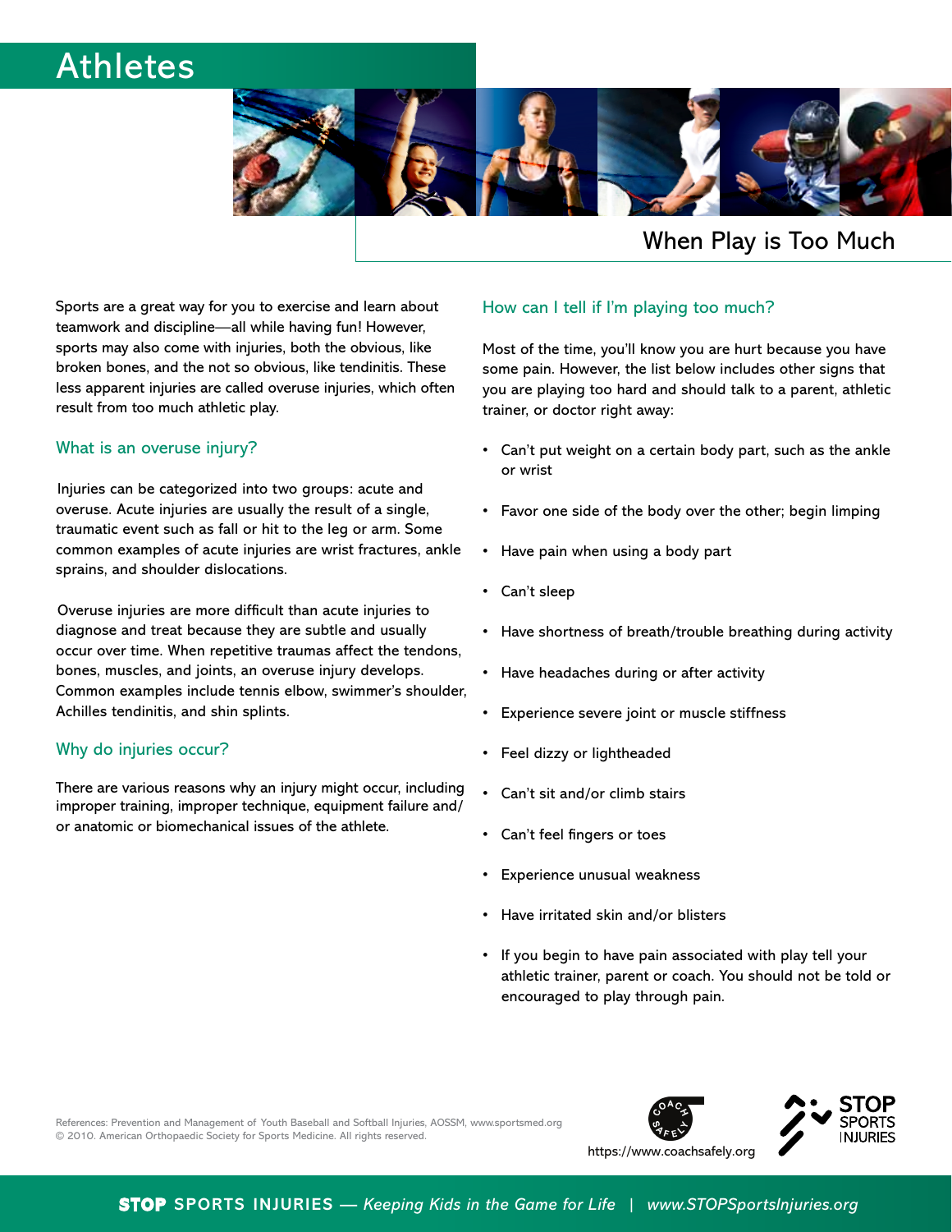# Athletes

## When Play is Too Much

Sports are a great way for you to exercise and learn about teamwork and discipline—all while having fun! However, sports may also come with injuries, both the obvious, like broken bones, and the not so obvious, like tendinitis. These less apparent injuries are called overuse injuries, which often result from too much athletic play.

### What is an overuse injury?

Injuries can be categorized into two groups: acute and overuse. Acute injuries are usually the result of a single, traumatic event such as fall or hit to the leg or arm. Some common examples of acute injuries are wrist fractures, ankle sprains, and shoulder dislocations.

Overuse injuries are more difficult than acute injuries to diagnose and treat because they are subtle and usually occur over time. When repetitive traumas affect the tendons, bones, muscles, and joints, an overuse injury develops. Common examples include tennis elbow, swimmer's shoulder, Achilles tendinitis, and shin splints.

### Why do injuries occur?

There are various reasons why an injury might occur, including improper training, improper technique, equipment failure and/or anatomic or biomechanical issues of the athlete.

### How can I tell if I'm playing too much?

Most of the time, you'll know you are hurt because you have some pain. However, the list below includes other signs that you are playing too hard and should talk to a parent, athletic trainer, or doctor right away:

- Can't put weight on a certain body part, such as the ankle or wrist
- Favor one side of the body over the other; begin limping
- Have pain when using a body part
- Can't sleep
- Have shortness of breath/trouble breathing during activity
- Have headaches during or after activity
- Experience severe joint or muscle stiffness
- Feel dizzy or lightheaded
- Can't sit and/or climb stairs
- Can't feel fingers or toes
- Experience unusual weakness
- Have irritated skin and/or blisters
- If you begin to have pain associated with play tell your athletic trainer, parent or coach. You should not be told or encouraged to play through pain.

References: Prevention and Management of Youth Baseball and Softball Injuries, AOSSM, www.sportsmed.org
© 2010. American Orthopaedic Society for Sports Medicine. All rights reserved.

https://www.coachsafely.org

**STOP SPORTS INJURIES** — *Keeping Kids in the Game for Life* | *www.STOPSportsInjuries.org*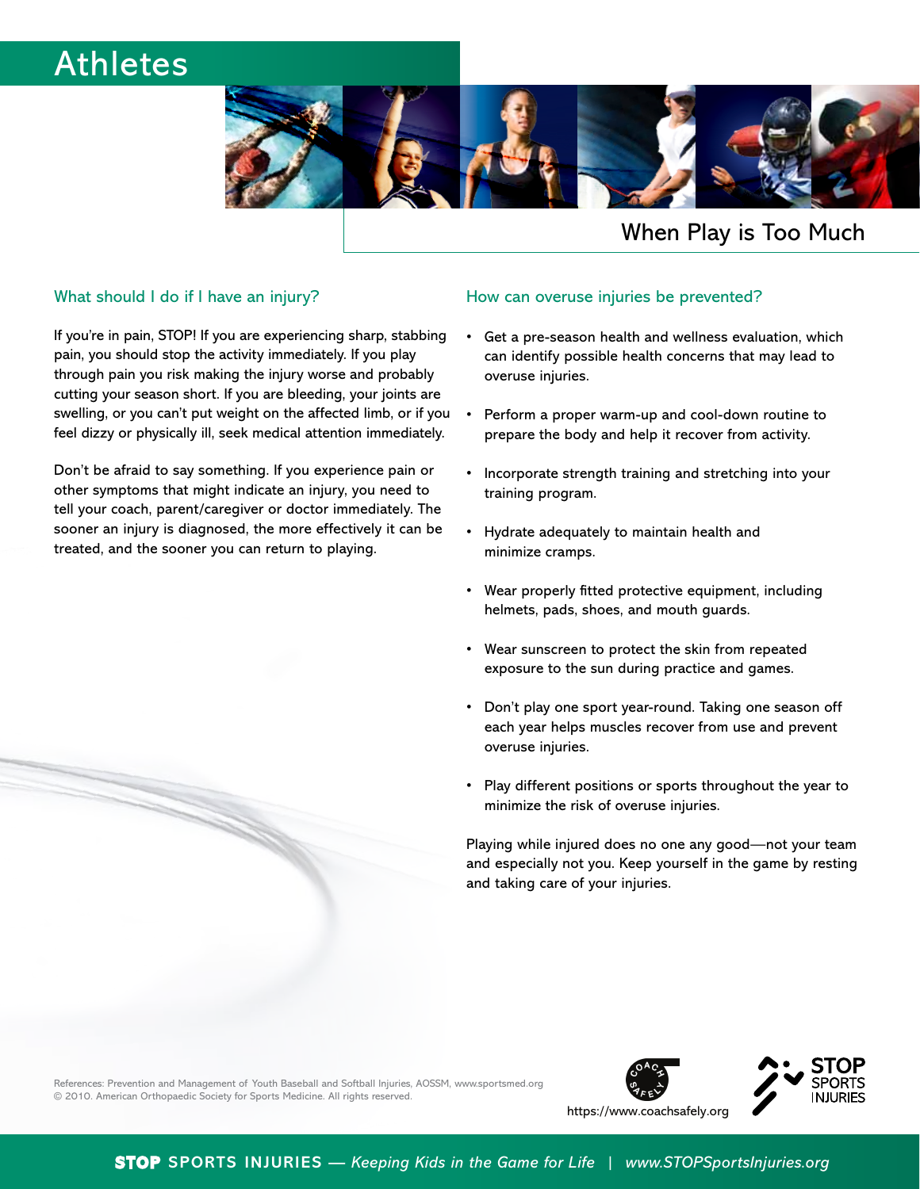# Athletes

## When Play is Too Much

### What should I do if I have an injury?

If you're in pain, STOP! If you are experiencing sharp, stabbing pain, you should stop the activity immediately. If you play through pain you risk making the injury worse and probably cutting your season short. If you are bleeding, your joints are swelling, or you can't put weight on the affected limb, or if you feel dizzy or physically ill, seek medical attention immediately.

Don't be afraid to say something. If you experience pain or other symptoms that might indicate an injury, you need to tell your coach, parent/caregiver or doctor immediately. The sooner an injury is diagnosed, the more effectively it can be treated, and the sooner you can return to playing.

### How can overuse injuries be prevented?

- Get a pre-season health and wellness evaluation, which can identify possible health concerns that may lead to overuse injuries.
- Perform a proper warm-up and cool-down routine to prepare the body and help it recover from activity.
- Incorporate strength training and stretching into your training program.
- Hydrate adequately to maintain health and minimize cramps.
- Wear properly fitted protective equipment, including helmets, pads, shoes, and mouth guards.
- Wear sunscreen to protect the skin from repeated exposure to the sun during practice and games.
- Don't play one sport year-round. Taking one season off each year helps muscles recover from use and prevent overuse injuries.
- Play different positions or sports throughout the year to minimize the risk of overuse injuries.

Playing while injured does no one any good—not your team and especially not you. Keep yourself in the game by resting and taking care of your injuries.

References: Prevention and Management of Youth Baseball and Softball Injuries, AOSSM, www.sportsmed.org
© 2010. American Orthopaedic Society for Sports Medicine. All rights reserved.

https://www.coachsafely.org

**STOP** SPORTS INJURIES — *Keeping Kids in the Game for Life* | *www.STOPSportsInjuries.org*